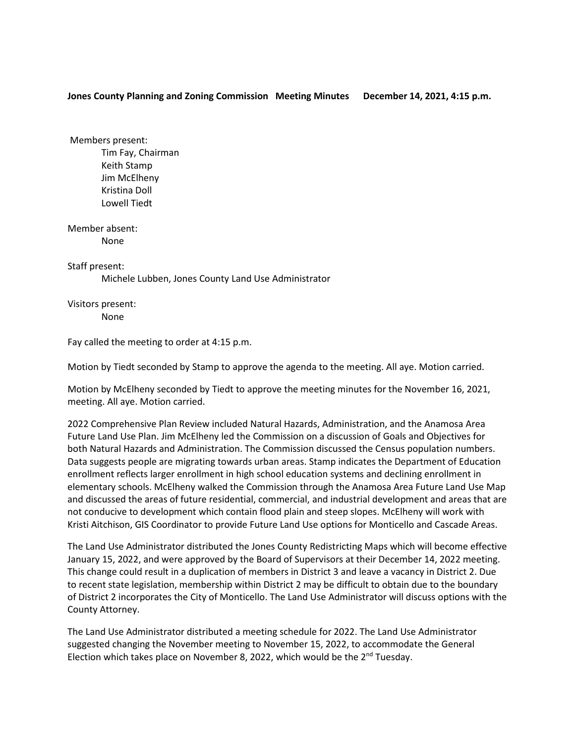**Jones County Planning and Zoning Commission Meeting Minutes December 14, 2021, 4:15 p.m.**

Members present:

- Tim Fay, Chairman
- Keith Stamp
- Jim McElheny
- Kristina Doll
- Lowell Tiedt

Member absent:

- None

Staff present:

- Michele Lubben, Jones County Land Use Administrator

Visitors present:

- None

Fay called the meeting to order at 4:15 p.m.

Motion by Tiedt seconded by Stamp to approve the agenda to the meeting. All aye. Motion carried.

Motion by McElheny seconded by Tiedt to approve the meeting minutes for the November 16, 2021, meeting. All aye. Motion carried.

2022 Comprehensive Plan Review included Natural Hazards, Administration, and the Anamosa Area Future Land Use Plan. Jim McElheny led the Commission on a discussion of Goals and Objectives for both Natural Hazards and Administration. The Commission discussed the Census population numbers. Data suggests people are migrating towards urban areas. Stamp indicates the Department of Education enrollment reflects larger enrollment in high school education systems and declining enrollment in elementary schools. McElheny walked the Commission through the Anamosa Area Future Land Use Map and discussed the areas of future residential, commercial, and industrial development and areas that are not conducive to development which contain flood plain and steep slopes. McElheny will work with Kristi Aitchison, GIS Coordinator to provide Future Land Use options for Monticello and Cascade Areas.

The Land Use Administrator distributed the Jones County Redistricting Maps which will become effective January 15, 2022, and were approved by the Board of Supervisors at their December 14, 2022 meeting. This change could result in a duplication of members in District 3 and leave a vacancy in District 2. Due to recent state legislation, membership within District 2 may be difficult to obtain due to the boundary of District 2 incorporates the City of Monticello. The Land Use Administrator will discuss options with the County Attorney.

The Land Use Administrator distributed a meeting schedule for 2022. The Land Use Administrator suggested changing the November meeting to November 15, 2022, to accommodate the General Election which takes place on November 8, 2022, which would be the 2nd Tuesday.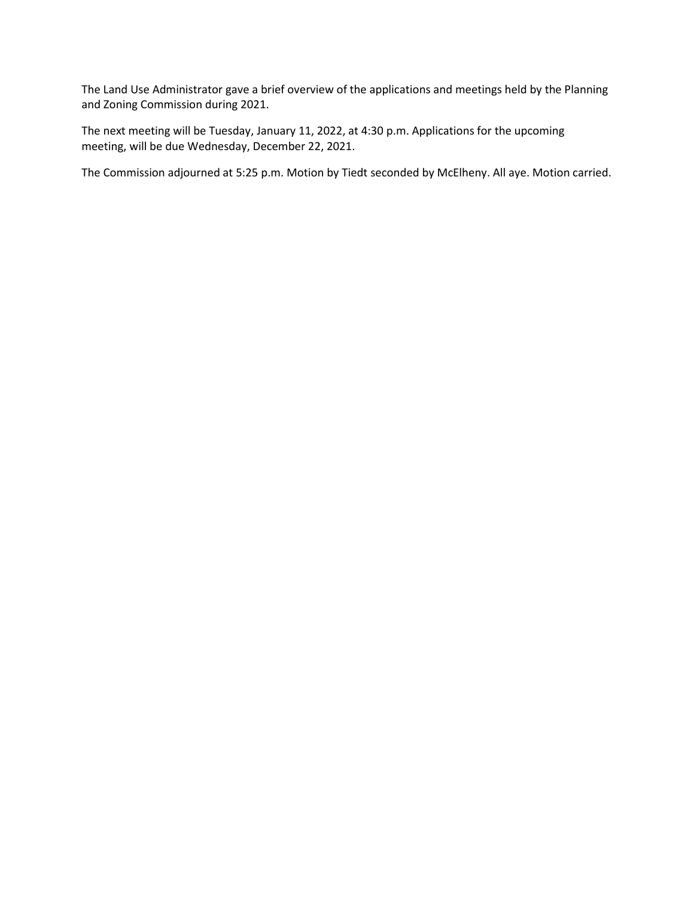The Land Use Administrator gave a brief overview of the applications and meetings held by the Planning and Zoning Commission during 2021.

The next meeting will be Tuesday, January 11, 2022, at 4:30 p.m. Applications for the upcoming meeting, will be due Wednesday, December 22, 2021.

The Commission adjourned at 5:25 p.m. Motion by Tiedt seconded by McElheny. All aye. Motion carried.